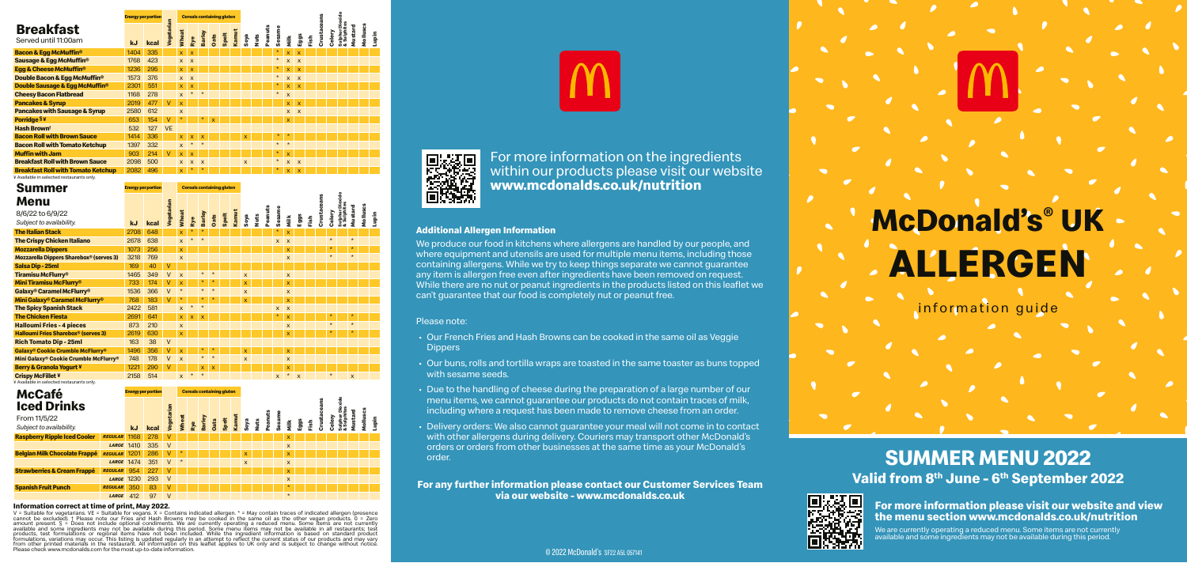# Breakfast

Served until 11:00am

| | Energy per portion | | | Cereals containing gluten | | | | | | | | | | | | | | | | | | |
|---|---|---|---|---|---|---|---|---|---|---|---|---|---|---|---|---|---|---|---|---|---|---|
| | kJ | kcal | Vegetarian | Wheat | Rye | Barley | Oats | Spelt | Kamut | Soya | Nuts | Peanuts | Sesame | Milk | Eggs | Fish | Crustaceans | Celery | Sulphur Dioxide & Sulphites | Mustard | Molluscs | Lupin |
| **Bacon & Egg McMuffin®** | 1404 | 335 | | x | x | | | | | | | | * | x | x | | | | | | | |
| **Sausage & Egg McMuffin®** | 1768 | 423 | | x | x | | | | | | | | * | x | x | | | | | | | |
| **Egg & Cheese McMuffin®** | 1236 | 295 | | x | x | | | | | | | | * | x | x | | | | | | | |
| **Double Bacon & Egg McMuffin®** | 1573 | 376 | | x | x | | | | | | | | * | x | x | | | | | | | |
| **Double Sausage & Egg McMuffin®** | 2301 | 551 | | x | x | | | | | | | | * | x | x | | | | | | | |
| **Cheesy Bacon Flatbread** | 1168 | 278 | | x | * | * | | | | | | | * | x | | | | | | | | |
| **Pancakes & Syrup** | 2019 | 477 | V | x | | | | | | | | | | x | x | | | | | | | |
| **Pancakes with Sausage & Syrup** | 2580 | 612 | | x | | | | | | | | | | x | x | | | | | | | |
| **Porridge §¥** | 653 | 154 | V | * | | * | x | | | | | | | x | | | | | | | | |
| **Hash Brown†** | 532 | 127 | VE | | | | | | | | | | | | | | | | | | | |
| **Bacon Roll with Brown Sauce** | 1414 | 336 | | x | x | x | | | | x | | | * | * | | | | | | | | |
| **Bacon Roll with Tomato Ketchup** | 1397 | 332 | | x | * | * | | | | | | | * | * | | | | | | | | |
| **Muffin with Jam** | 903 | 214 | V | x | x | | | | | | | | * | x | | | | | | | | |
| **Breakfast Roll with Brown Sauce** | 2098 | 500 | | x | x | x | | | | x | | | * | x | x | | | | | | | |
| **Breakfast Roll with Tomato Ketchup** | 2082 | 496 | | x | * | * | | | | | | | * | x | x | | | | | | | |

¥ Available in selected restaurants only.

# Summer Menu

8/6/22 to 6/9/22
*Subject to availability.*

| | Energy per portion | | | Cereals containing gluten | | | | | | | | | | | | | | | | | | |
|---|---|---|---|---|---|---|---|---|---|---|---|---|---|---|---|---|---|---|---|---|---|---|
| | kJ | kcal | Vegetarian | Wheat | Rye | Barley | Oats | Spelt | Kamut | Soya | Nuts | Peanuts | Sesame | Milk | Eggs | Fish | Crustaceans | Celery | Sulphur Dioxide & Sulphites | Mustard | Molluscs | Lupin |
| **The Italian Stack** | 2708 | 648 | | x | * | * | | | | | | | * | x | | | | | | | | |
| **The Crispy Chicken Italiano** | 2678 | 638 | | x | * | * | | | | | | | x | x | | | | * | | * | | |
| **Mozzarella Dippers** | 1073 | 256 | | x | | | | | | | | | | x | | | | * | | * | | |
| **Mozzarella Dippers Sharebox® (serves 3)** | 3218 | 769 | | x | | | | | | | | | | x | | | | * | | * | | |
| **Salsa Dip - 25ml** | 169 | 40 | V | | | | | | | | | | | | | | | | | | | |
| **Tiramisu McFlurry®** | 1465 | 349 | V | x | | * | * | | | x | | | | x | | | | | | | | |
| **Mini Tiramisu McFlurry®** | 733 | 174 | V | x | | * | * | | | x | | | | x | | | | | | | | |
| **Galaxy® Caramel McFlurry®** | 1536 | 366 | V | * | | * | * | | | x | | | | x | | | | | | | | |
| **Mini Galaxy® Caramel McFlurry®** | 768 | 183 | V | * | | * | * | | | x | | | | x | | | | | | | | |
| **The Spicy Spanish Stack** | 2422 | 581 | | x | * | * | | | | | | | x | x | | | | | | | | |
| **The Chicken Fiesta** | 2691 | 641 | | x | x | x | | | | | | | * | x | | | | * | | * | | |
| **Halloumi Fries - 4 pieces** | 873 | 210 | | x | | | | | | | | | | x | | | | * | | * | | |
| **Halloumi Fries Sharebox® (serves 3)** | 2619 | 630 | | x | | | | | | | | | | x | | | | * | | * | | |
| **Rich Tomato Dip - 25ml** | 163 | 38 | V | | | | | | | | | | | | | | | | | | | |
| **Galaxy® Cookie Crumble McFlurry®** | 1496 | 356 | V | x | | * | * | | | x | | | | x | | | | | | | | |
| **Mini Galaxy® Cookie Crumble McFlurry®** | 748 | 178 | V | x | | * | * | | | x | | | | x | | | | | | | | |
| **Berry & Granola Yogurt ¥** | 1221 | 290 | V | | | x | x | | | | | | | x | | | | | | | | |
| **Crispy McFillet ¥** | 2158 | 514 | | x | * | * | | | | | | | x | * | x | | | * | | x | | |

¥ Available in selected restaurants only.

# McCafé Iced Drinks

From 11/5/22
*Subject to availability.*

| | | Energy per portion | | | Cereals containing gluten | | | | | | | | | | | | | | | | | | |
|---|---|---|---|---|---|---|---|---|---|---|---|---|---|---|---|---|---|---|---|---|---|---|---|
| | | kJ | kcal | Vegetarian | Wheat | Rye | Barley | Oats | Spelt | Kamut | Soya | Nuts | Peanuts | Sesame | Milk | Eggs | Fish | Crustaceans | Celery | Sulphur Dioxide & Sulphites | Mustard | Molluscs | Lupin |
| **Raspberry Ripple Iced Cooler** | REGULAR | 1168 | 278 | V | | | | | | | | | | | x | | | | | | | | |
| | LARGE | 1410 | 335 | V | | | | | | | | | | | x | | | | | | | | |
| **Belgian Milk Chocolate Frappé** | REGULAR | 1201 | 286 | V | * | | | | | | x | | | | x | | | | | | | | |
| | LARGE | 1474 | 351 | V | * | | | | | | x | | | | x | | | | | | | | |
| **Strawberries & Cream Frappé** | REGULAR | 954 | 227 | V | | | | | | | | | | | x | | | | | | | | |
| | LARGE | 1230 | 293 | V | | | | | | | | | | | x | | | | | | | | |
| **Spanish Fruit Punch** | REGULAR | 350 | 83 | V | | | | | | | | | | | * | | | | | | | | |
| | LARGE | 412 | 97 | V | | | | | | | | | | | * | | | | | | | | |

**Information correct at time of print, May 2022.**

V = Suitable for vegetarians. VE = Suitable for vegans. X = Contains indicated allergen. * = May contain traces of indicated allergen (presence cannot be excluded). † Please note our Fries and Hash Browns may be cooked in the same oil as the other vegan products. 0 = Zero amount present. § = Does not include optional condiments. We are currently operating a reduced menu. Some items are not currently available and some ingredients may not be available during this period. Some menu items may not be available in all restaurants; test products, test formulations or regional items have not been included. While the ingredient information is based on standard product formulations, variations may occur. This listing is updated regularly in an attempt to reflect the current status of our products and may vary from other printed materials in the restaurant. All information on this leaflet applies to UK only and is subject to change without notice. Please check www.mcdonalds.com for the most up-to-date information.

For more information on the ingredients within our products please visit our website **www.mcdonalds.co.uk/nutrition**

## Additional Allergen Information

We produce our food in kitchens where allergens are handled by our people, and where equipment and utensils are used for multiple menu items, including those containing allergens. While we try to keep things separate we cannot guarantee any item is allergen free even after ingredients have been removed on request. While there are no nut or peanut ingredients in the products listed on this leaflet we can't guarantee that our food is completely nut or peanut free.

Please note:

- Our French Fries and Hash Browns can be cooked in the same oil as Veggie Dippers
- Our buns, rolls and tortilla wraps are toasted in the same toaster as buns topped with sesame seeds.
- Due to the handling of cheese during the preparation of a large number of our menu items, we cannot guarantee our products do not contain traces of milk, including where a request has been made to remove cheese from an order.
- Delivery orders: We also cannot guarantee your meal will not come in to contact with other allergens during delivery. Couriers may transport other McDonald's orders or orders from other businesses at the same time as your McDonald's order.

**For any further information please contact our Customer Services Team via our website - www.mcdonalds.co.uk**

© 2022 McDonald's SF22 ASL 057141

# McDonald's® UK ALLERGEN

information guide

## SUMMER MENU 2022

**Valid from 8th June - 6th September 2022**

**For more information please visit our website and view the menu section www.mcdonalds.co.uk/nutrition**

We are currently operating a reduced menu. Some items are not currently available and some ingredients may not be available during this period.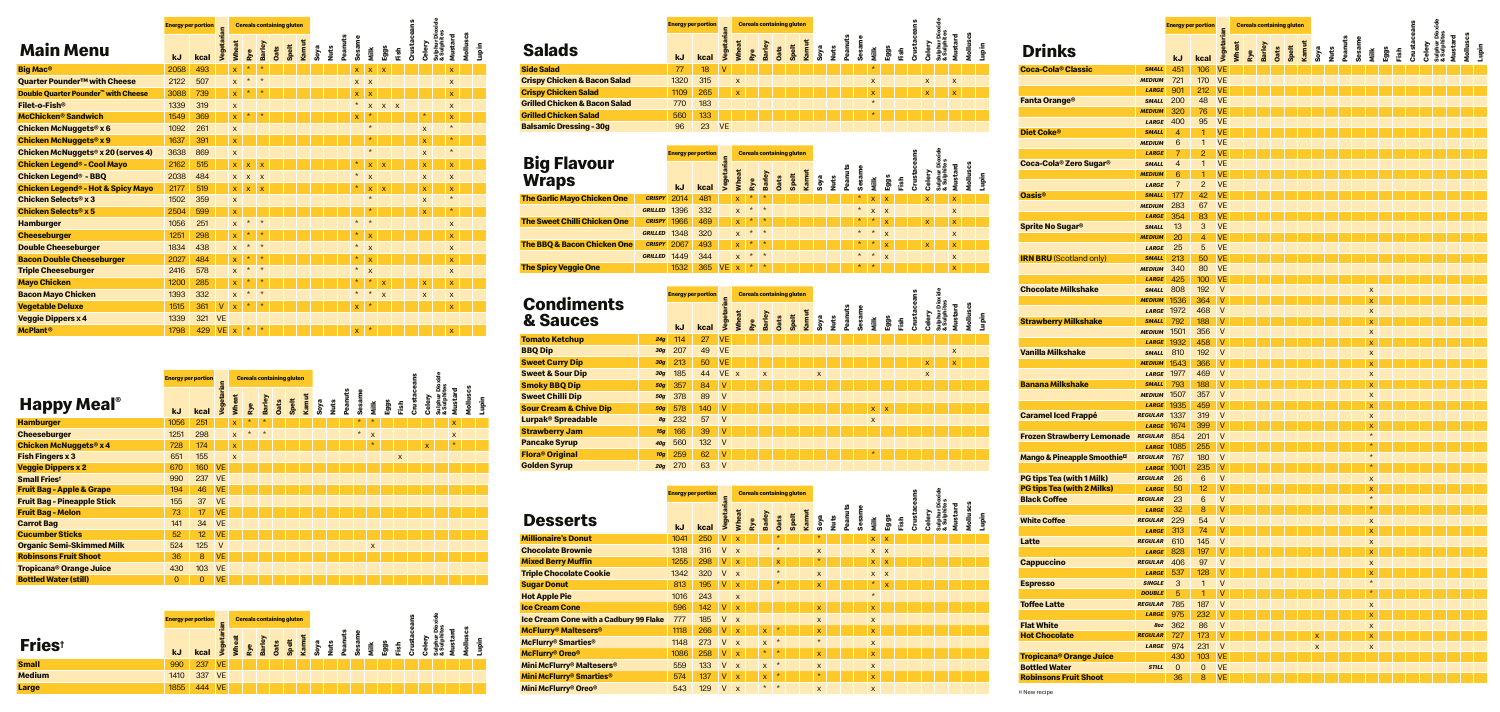## Main Menu

| | Energy per portion | | | Cereals containing gluten | | | | | | | | | | | | | | | | | | |
|---|---|---|---|---|---|---|---|---|---|---|---|---|---|---|---|---|---|---|---|---|---|---|
| | kJ | kcal | Vegetarian | Wheat | Rye | Barley | Oats | Spelt | Kamut | Soya | Nuts | Peanuts | Sesame | Milk | Eggs | Fish | Crustaceans | Celery | Sulphur Dioxide & Sulphites | Mustard | Molluscs | Lupin |
| **Big Mac®** | 2058 | 493 | | x | | | | | | | | | x | x | x | | | | | x | | |
| **Quarter Pounder™ with Cheese** | 2122 | 507 | | x | * | * | | | | | | | x | x | | | | | | x | | |
| **Double Quarter Pounder™ with Cheese** | 3088 | 739 | | x | * | * | | | | | | | x | x | | | | | | x | | |
| **Filet-o-Fish®** | 1339 | 319 | | x | | | | | | | | | * | x | x | x | | | | x | | |
| **McChicken® Sandwich** | 1549 | 369 | | x | * | * | | | | | | | x | * | | | | * | | x | | |
| **Chicken McNuggets® x 6** | 1092 | 261 | | x | | | | | | | | | | * | | | | x | | * | | |
| **Chicken McNuggets® x 9** | 1637 | 391 | | x | | | | | | | | | | * | | | | x | | * | | |
| **Chicken McNuggets® x 20 (serves 4)** | 3638 | 869 | | x | | | | | | | | | | * | | | | x | | * | | |
| **Chicken Legend® - Cool Mayo** | 2162 | 515 | | x | x | x | | | | | | | * | x | x | | | x | | x | | |
| **Chicken Legend® - BBQ** | 2038 | 484 | | x | x | x | | | | | | | * | x | | | | x | | x | | |
| **Chicken Legend® - Hot & Spicy Mayo** | 2177 | 519 | | x | x | x | | | | | | | * | x | x | | | x | | x | | |
| **Chicken Selects® x 3** | 1502 | 359 | | x | | | | | | | | | | * | | | | x | | * | | |
| **Chicken Selects® x 5** | 2504 | 599 | | x | | | | | | | | | | * | | | | x | | * | | |
| **Hamburger** | 1056 | 251 | | x | * | * | | | | | | | * | * | | | | | | x | | |
| **Cheeseburger** | 1251 | 298 | | x | * | * | | | | | | | * | x | | | | | | x | | |
| **Double Cheeseburger** | 1834 | 438 | | x | * | * | | | | | | | * | x | | | | | | x | | |
| **Bacon Double Cheeseburger** | 2027 | 484 | | x | * | * | | | | | | | * | x | | | | | | x | | |
| **Triple Cheeseburger** | 2416 | 578 | | x | * | * | | | | | | | * | x | | | | | | x | | |
| **Mayo Chicken** | 1200 | 285 | | x | * | * | | | | | | | * | * | x | | | x | | x | | |
| **Bacon Mayo Chicken** | 1393 | 332 | | x | * | * | | | | | | | * | * | x | | | x | | x | | |
| **Vegetable Deluxe** | 1515 | 361 | V | x | * | * | | | | | | | x | * | | | | | | x | | |
| **Veggie Dippers x 4** | 1339 | 321 | VE | | | | | | | | | | | | | | | | | | | |
| **McPlant®** | 1798 | 429 | VE | x | * | * | | | | | | | x | * | | | | | | x | | |

## Happy Meal®

| | Energy per portion | | | Cereals containing gluten | | | | | | | | | | | | | | | | | | |
|---|---|---|---|---|---|---|---|---|---|---|---|---|---|---|---|---|---|---|---|---|---|---|
| | kJ | kcal | Vegetarian | Wheat | Rye | Barley | Oats | Spelt | Kamut | Soya | Nuts | Peanuts | Sesame | Milk | Eggs | Fish | Crustaceans | Celery | Sulphur Dioxide & Sulphites | Mustard | Molluscs | Lupin |
| **Hamburger** | 1056 | 251 | | x | * | * | | | | | | | * | * | | | | | | x | | |
| **Cheeseburger** | 1251 | 298 | | x | * | * | | | | | | | * | x | | | | | | x | | |
| **Chicken McNuggets® x 4** | 728 | 174 | | x | | | | | | | | | | * | | | | x | | * | | |
| **Fish Fingers x 3** | 651 | 155 | | x | | | | | | | | | | | | x | | | | | | |
| **Veggie Dippers x 2** | 670 | 160 | VE | | | | | | | | | | | | | | | | | | | |
| **Small Fries†** | 990 | 237 | VE | | | | | | | | | | | | | | | | | | | |
| **Fruit Bag - Apple & Grape** | 194 | 46 | VE | | | | | | | | | | | | | | | | | | | |
| **Fruit Bag - Pineapple Stick** | 155 | 37 | VE | | | | | | | | | | | | | | | | | | | |
| **Fruit Bag - Melon** | 73 | 17 | VE | | | | | | | | | | | | | | | | | | | |
| **Carrot Bag** | 141 | 34 | VE | | | | | | | | | | | | | | | | | | | |
| **Cucumber Sticks** | 52 | 12 | VE | | | | | | | | | | | | | | | | | | | |
| **Organic Semi-Skimmed Milk** | 524 | 125 | V | | | | | | | | | | | x | | | | | | | | |
| **Robinsons Fruit Shoot** | 36 | 8 | VE | | | | | | | | | | | | | | | | | | | |
| **Tropicana® Orange Juice** | 430 | 103 | VE | | | | | | | | | | | | | | | | | | | |
| **Bottled Water (still)** | 0 | 0 | VE | | | | | | | | | | | | | | | | | | | |

## Fries†

| | Energy per portion | | | Cereals containing gluten | | | | | | | | | | | | | | | | | | |
|---|---|---|---|---|---|---|---|---|---|---|---|---|---|---|---|---|---|---|---|---|---|---|
| | kJ | kcal | Vegetarian | Wheat | Rye | Barley | Oats | Spelt | Kamut | Soya | Nuts | Peanuts | Sesame | Milk | Eggs | Fish | Crustaceans | Celery | Sulphur Dioxide & Sulphites | Mustard | Molluscs | Lupin |
| **Small** | 990 | 237 | VE | | | | | | | | | | | | | | | | | | | |
| **Medium** | 1410 | 337 | VE | | | | | | | | | | | | | | | | | | | |
| **Large** | 1855 | 444 | VE | | | | | | | | | | | | | | | | | | | |

## Salads

| | Energy per portion | | | Cereals containing gluten | | | | | | | | | | | | | | | | | | |
|---|---|---|---|---|---|---|---|---|---|---|---|---|---|---|---|---|---|---|---|---|---|---|
| | kJ | kcal | Vegetarian | Wheat | Rye | Barley | Oats | Spelt | Kamut | Soya | Nuts | Peanuts | Sesame | Milk | Eggs | Fish | Crustaceans | Celery | Sulphur Dioxide & Sulphites | Mustard | Molluscs | Lupin |
| **Side Salad** | 77 | 18 | V | | | | | | | | | | | | | | | | | | | |
| **Crispy Chicken & Bacon Salad** | 1320 | 315 | | x | | | | | | | | | | x | | | | x | | x | | |
| **Crispy Chicken Salad** | 1109 | 265 | | x | | | | | | | | | | x | | | | x | | x | | |
| **Grilled Chicken & Bacon Salad** | 770 | 183 | | | | | | | | | | | | * | | | | | | | | |
| **Grilled Chicken Salad** | 560 | 133 | | | | | | | | | | | | * | | | | | | | | |
| **Balsamic Dressing - 30g** | 96 | 23 | VE | | | | | | | | | | | | | | | | | | | |

## Big Flavour Wraps

| | | Energy per portion | | | Cereals containing gluten | | | | | | | | | | | | | | | | | | |
|---|---|---|---|---|---|---|---|---|---|---|---|---|---|---|---|---|---|---|---|---|---|---|---|
| | | kJ | kcal | Vegetarian | Wheat | Rye | Barley | Oats | Spelt | Kamut | Soya | Nuts | Peanuts | Sesame | Milk | Eggs | Fish | Crustaceans | Celery | Sulphur Dioxide & Sulphites | Mustard | Molluscs | Lupin |
| **The Garlic Mayo Chicken One** | CRISPY | 2014 | 481 | | x | * | * | | | | | | | * | x | x | | | x | | x | | |
| | GRILLED | 1396 | 332 | | x | * | | | | | | | | * | x | x | | | | | x | | |
| **The Sweet Chilli Chicken One** | CRISPY | 1966 | 469 | | x | * | * | | | | | | | * | * | x | | | x | | x | | |
| | GRILLED | 1348 | 320 | | x | * | * | | | | | | | * | * | x | | | | | x | | |
| **The BBQ & Bacon Chicken One** | CRISPY | 2067 | 493 | | x | * | * | | | | | | | * | * | x | | | x | | x | | |
| | GRILLED | 1449 | 344 | | x | * | * | | | | | | | * | * | x | | | | | x | | |
| **The Spicy Veggie One** | | 1532 | 365 | VE | x | * | * | | | | | | | * | * | | | | | | x | | |

## Condiments & Sauces

| | | Energy per portion | | | Cereals containing gluten | | | | | | | | | | | | | | | | | | |
|---|---|---|---|---|---|---|---|---|---|---|---|---|---|---|---|---|---|---|---|---|---|---|---|
| | | kJ | kcal | Vegetarian | Wheat | Rye | Barley | Oats | Spelt | Kamut | Soya | Nuts | Peanuts | Sesame | Milk | Eggs | Fish | Crustaceans | Celery | Sulphur Dioxide & Sulphites | Mustard | Molluscs | Lupin |
| **Tomato Ketchup** | 24g | 114 | 27 | VE | | | | | | | | | | | | | | | | | | | |
| **BBQ Dip** | 30g | 207 | 49 | VE | | | | | | | | | | | | | | | | | x | | |
| **Sweet Curry Dip** | 30g | 213 | 50 | VE | | | | | | | | | | | | | | | x | | x | | |
| **Sweet & Sour Dip** | 30g | 185 | 44 | VE | x | | x | | | | x | | | | | | | | x | | | | |
| **Smoky BBQ Dip** | 50g | 357 | 84 | V | | | | | | | | | | | | | | | | | | | |
| **Sweet Chilli Dip** | 50g | 378 | 89 | V | | | | | | | | | | | | | | | | | | | |
| **Sour Cream & Chive Dip** | 50g | 578 | 140 | V | | | | | | | | | | | x | x | | | | | | | |
| **Lurpak® Spreadable** | 8g | 232 | 57 | V | | | | | | | | | | | x | | | | | | | | |
| **Strawberry Jam** | 15g | 166 | 39 | VE | | | | | | | | | | | | | | | | | | | |
| **Pancake Syrup** | 40g | 560 | 132 | V | | | | | | | | | | | | | | | | | | | |
| **Flora® Original** | 10g | 259 | 62 | V | | | | | | | | | | | * | | | | | | | | |
| **Golden Syrup** | 20g | 270 | 63 | V | | | | | | | | | | | | | | | | | | | |

## Desserts

| | Energy per portion | | | Cereals containing gluten | | | | | | | | | | | | | | | | | | |
|---|---|---|---|---|---|---|---|---|---|---|---|---|---|---|---|---|---|---|---|---|---|---|
| | kJ | kcal | Vegetarian | Wheat | Rye | Barley | Oats | Spelt | Kamut | Soya | Nuts | Peanuts | Sesame | Milk | Eggs | Fish | Crustaceans | Celery | Sulphur Dioxide & Sulphites | Mustard | Molluscs | Lupin |
| **Millionaire's Donut** | 1041 | 250 | V | x | | | * | | | * | | | | x | x | | | | | | | |
| **Chocolate Brownie** | 1318 | 316 | V | x | | | * | | | x | | | | x | x | | | | | | | |
| **Mixed Berry Muffin** | 1255 | 298 | V | x | | | x | | | * | | | | x | x | | | | | | | |
| **Triple Chocolate Cookie** | 1342 | 320 | V | x | | | * | | | x | | | | x | x | | | | | | | |
| **Sugar Donut** | 813 | 195 | V | x | | | * | | | x | | | | * | x | | | | | | | |
| **Hot Apple Pie** | 1016 | 243 | | x | | | | | | | | | | * | | | | | | | | |
| **Ice Cream Cone** | 596 | 142 | V | x | | | | | | x | | | | x | | | | | | | | |
| **Ice Cream Cone with a Cadbury 99 Flake** | 777 | 185 | V | x | | | | | | x | | | | x | | | | | | | | |
| **McFlurry® Maltesers®** | 1118 | 266 | V | x | | x | * | | | x | | | | x | | | | | | | | |
| **McFlurry® Smarties®** | 1148 | 273 | V | x | | x | * | | | * | | | | x | | | | | | | | |
| **McFlurry® Oreo®** | 1086 | 258 | V | x | | * | * | | | x | | | | x | | | | | | | | |
| **Mini McFlurry® Maltesers®** | 559 | 133 | V | x | | x | * | | | x | | | | x | | | | | | | | |
| **Mini McFlurry® Smarties®** | 574 | 137 | V | x | | x | * | | | * | | | | x | | | | | | | | |
| **Mini McFlurry® Oreo®** | 543 | 129 | V | x | | * | * | | | x | | | | x | | | | | | | | |

## Drinks

| | | Energy per portion | | | Cereals containing gluten | | | | | | | | | | | | | | | | | | |
|---|---|---|---|---|---|---|---|---|---|---|---|---|---|---|---|---|---|---|---|---|---|---|---|
| | | kJ | kcal | Vegetarian | Wheat | Rye | Barley | Oats | Spelt | Kamut | Soya | Nuts | Peanuts | Sesame | Milk | Eggs | Fish | Crustaceans | Celery | Sulphur Dioxide & Sulphites | Mustard | Molluscs | Lupin |
| **Coca-Cola® Classic** | SMALL | 451 | 108 | VE | | | | | | | | | | | | | | | | | | | |
| | MEDIUM | 721 | 170 | VE | | | | | | | | | | | | | | | | | | | |
| | LARGE | 901 | 212 | VE | | | | | | | | | | | | | | | | | | | |
| **Fanta Orange®** | SMALL | 200 | 48 | VE | | | | | | | | | | | | | | | | | | | |
| | MEDIUM | 320 | 76 | VE | | | | | | | | | | | | | | | | | | | |
| | LARGE | 400 | 95 | VE | | | | | | | | | | | | | | | | | | | |
| **Diet Coke®** | SMALL | 4 | 1 | VE | | | | | | | | | | | | | | | | | | | |
| | MEDIUM | 6 | 1 | VE | | | | | | | | | | | | | | | | | | | |
| | LARGE | 7 | 2 | VE | | | | | | | | | | | | | | | | | | | |
| **Coca-Cola® Zero Sugar®** | SMALL | 4 | 1 | VE | | | | | | | | | | | | | | | | | | | |
| | MEDIUM | 6 | 1 | VE | | | | | | | | | | | | | | | | | | | |
| | LARGE | 7 | 2 | VE | | | | | | | | | | | | | | | | | | | |
| **Oasis®** | SMALL | 177 | 42 | VE | | | | | | | | | | | | | | | | | | | |
| | MEDIUM | 283 | 67 | VE | | | | | | | | | | | | | | | | | | | |
| | LARGE | 354 | 83 | VE | | | | | | | | | | | | | | | | | | | |
| **Sprite No Sugar®** | SMALL | 13 | 3 | VE | | | | | | | | | | | | | | | | | | | |
| | MEDIUM | 20 | 4 | VE | | | | | | | | | | | | | | | | | | | |
| | LARGE | 25 | 5 | VE | | | | | | | | | | | | | | | | | | | |
| **IRN BRU** (Scotland only) | SMALL | 213 | 50 | VE | | | | | | | | | | | | | | | | | | | |
| | MEDIUM | 340 | 80 | VE | | | | | | | | | | | | | | | | | | | |
| | LARGE | 425 | 100 | VE | | | | | | | | | | | | | | | | | | | |
| **Chocolate Milkshake** | SMALL | 808 | 192 | V | | | | | | | | | | | x | | | | | | | | |
| | MEDIUM | 1536 | 364 | V | | | | | | | | | | | x | | | | | | | | |
| | LARGE | 1972 | 468 | V | | | | | | | | | | | x | | | | | | | | |
| **Strawberry Milkshake** | SMALL | 792 | 188 | V | | | | | | | | | | | x | | | | | | | | |
| | MEDIUM | 1501 | 356 | V | | | | | | | | | | | x | | | | | | | | |
| | LARGE | 1932 | 458 | V | | | | | | | | | | | x | | | | | | | | |
| **Vanilla Milkshake** | SMALL | 810 | 192 | V | | | | | | | | | | | x | | | | | | | | |
| | MEDIUM | 1543 | 366 | V | | | | | | | | | | | x | | | | | | | | |
| | LARGE | 1977 | 469 | V | | | | | | | | | | | x | | | | | | | | |
| **Banana Milkshake** | SMALL | 793 | 188 | V | | | | | | | | | | | x | | | | | | | | |
| | MEDIUM | 1507 | 357 | V | | | | | | | | | | | x | | | | | | | | |
| | LARGE | 1935 | 459 | V | | | | | | | | | | | x | | | | | | | | |
| **Caramel Iced Frappé** | REGULAR | 1337 | 319 | V | | | | | | | | | | | x | | | | | | | | |
| | LARGE | 1674 | 399 | V | | | | | | | | | | | x | | | | | | | | |
| **Frozen Strawberry Lemonade** | REGULAR | 854 | 201 | V | | | | | | | | | | | * | | | | | | | | |
| | LARGE | 1085 | 255 | V | | | | | | | | | | | * | | | | | | | | |
| **Mango & Pineapple Smoothie¤** | REGULAR | 767 | 180 | V | | | | | | | | | | | * | | | | | | | | |
| | LARGE | 1001 | 235 | V | | | | | | | | | | | * | | | | | | | | |
| **PG tips Tea (with 1 Milk)** | REGULAR | 26 | 6 | V | | | | | | | | | | | x | | | | | | | | |
| **PG tips Tea (with 2 Milks)** | REGULAR | 50 | 12 | V | | | | | | | | | | | x | | | | | | | | |
| **Black Coffee** | REGULAR | 23 | 6 | V | | | | | | | | | | | * | | | | | | | | |
| | LARGE | 32 | 8 | V | | | | | | | | | | | * | | | | | | | | |
| **White Coffee** | REGULAR | 229 | 54 | V | | | | | | | | | | | x | | | | | | | | |
| | LARGE | 313 | 74 | V | | | | | | | | | | | x | | | | | | | | |
| **Latte** | REGULAR | 610 | 145 | V | | | | | | | | | | | x | | | | | | | | |
| | LARGE | 828 | 197 | V | | | | | | | | | | | x | | | | | | | | |
| **Cappuccino** | REGULAR | 406 | 97 | V | | | | | | | | | | | x | | | | | | | | |
| | LARGE | 537 | 128 | V | | | | | | | | | | | x | | | | | | | | |
| **Espresso** | SINGLE | 3 | 1 | V | | | | | | | | | | | * | | | | | | | | |
| | DOUBLE | 5 | 1 | V | | | | | | | | | | | * | | | | | | | | |
| **Toffee Latte** | REGULAR | 785 | 187 | V | | | | | | | | | | | x | | | | | | | | |
| | LARGE | 975 | 232 | V | | | | | | | | | | | x | | | | | | | | |
| **Flat White** | 8oz | 362 | 86 | V | | | | | | | | | | | x | | | | | | | | |
| **Hot Chocolate** | REGULAR | 727 | 173 | V | | | | | | | x | | | | x | | | | | | | | |
| | LARGE | 974 | 231 | V | | | | | | | x | | | | x | | | | | | | | |
| **Tropicana® Orange Juice** | | 430 | 103 | VE | | | | | | | | | | | | | | | | | | | |
| **Bottled Water** | STILL | 0 | 0 | VE | | | | | | | | | | | | | | | | | | | |
| **Robinsons Fruit Shoot** | | 36 | 8 | VE | | | | | | | | | | | | | | | | | | | |

¤ New recipe